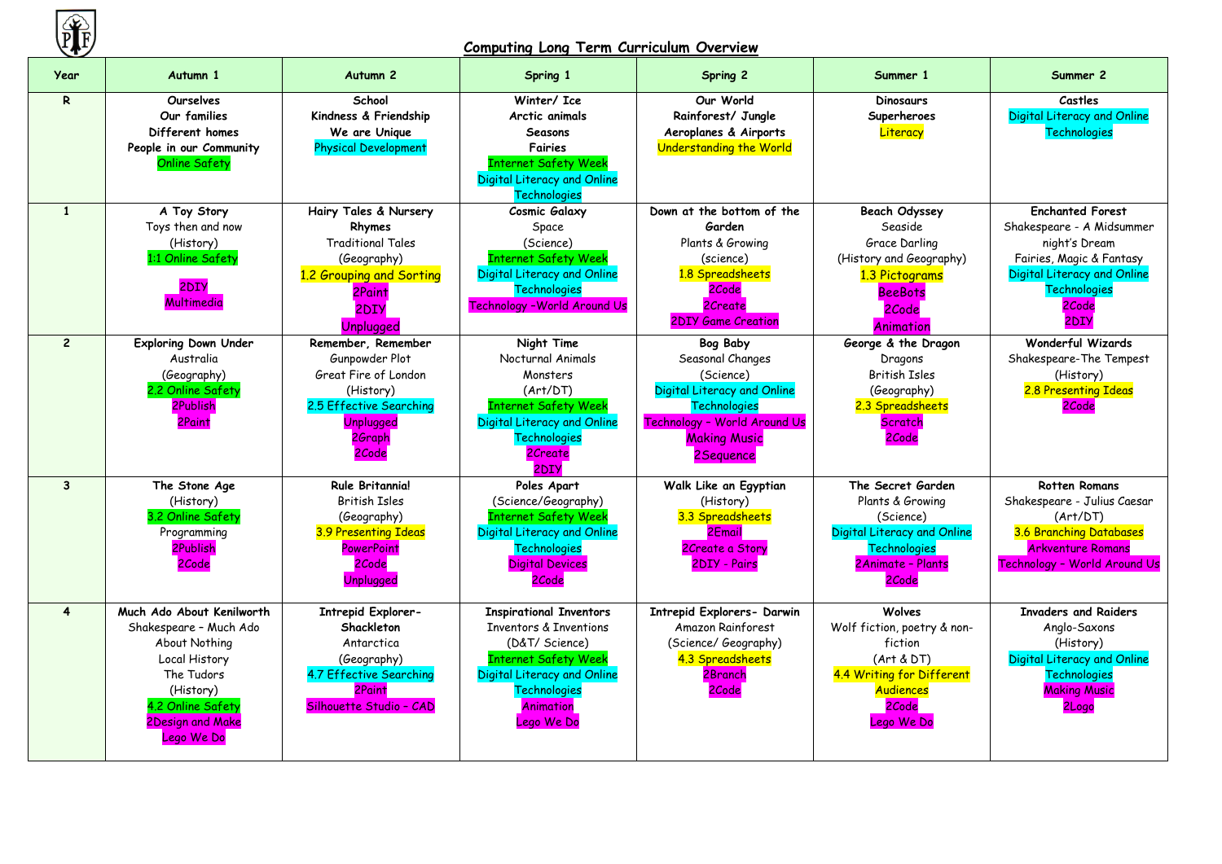# Computing Long Term Curriculum Overview

| Year | Autumn 1 | Autumn 2 | Spring 1 | Spring 2 | Summer 1 | Summer 2 |
|---|---|---|---|---|---|---|
| R | **Ourselves**<br>**Our families**<br>**Different homes**<br>**People in our Community**<br>Online Safety | **School**<br>**Kindness & Friendship**<br>**We are Unique**<br>Physical Development | **Winter/ Ice**<br>**Arctic animals**<br>**Seasons**<br>**Fairies**<br>Internet Safety Week<br>Digital Literacy and Online Technologies | **Our World**<br>**Rainforest/ Jungle**<br>**Aeroplanes & Airports**<br>Understanding the World | **Dinosaurs**<br>**Superheroes**<br>Literacy | **Castles**<br>Digital Literacy and Online Technologies |
| 1 | **A Toy Story**<br>Toys then and now<br>(History)<br>1:1 Online Safety<br><br>2DIY<br>Multimedia | **Hairy Tales & Nursery Rhymes**<br>Traditional Tales<br>(Geography)<br>1.2 Grouping and Sorting<br>2Paint<br>2DIY<br>Unplugged | **Cosmic Galaxy**<br>Space<br>(Science)<br>Internet Safety Week<br>Digital Literacy and Online Technologies<br>Technology -World Around Us | **Down at the bottom of the Garden**<br>Plants & Growing<br>(science)<br>1.8 Spreadsheets<br>2Code<br>2Create<br>2DIY Game Creation | **Beach Odyssey**<br>Seaside<br>Grace Darling<br>(History and Geography)<br>1.3 Pictograms<br>BeeBots<br>2Code<br>Animation | **Enchanted Forest**<br>Shakespeare - A Midsummer night's Dream<br>Fairies, Magic & Fantasy<br>Digital Literacy and Online Technologies<br>2Code<br>2DIY |
| 2 | **Exploring Down Under**<br>Australia<br>(Geography)<br>2.2 Online Safety<br>2Publish<br>2Paint | **Remember, Remember**<br>Gunpowder Plot<br>Great Fire of London<br>(History)<br>2.5 Effective Searching<br>Unplugged<br>2Graph<br>2Code | **Night Time**<br>Nocturnal Animals<br>Monsters<br>(Art/DT)<br>Internet Safety Week<br>Digital Literacy and Online Technologies<br>2Create<br>2DIY | **Bog Baby**<br>Seasonal Changes<br>(Science)<br>Digital Literacy and Online Technologies<br>Technology – World Around Us<br>Making Music<br>2Sequence | **George & the Dragon**<br>Dragons<br>British Isles<br>(Geography)<br>2.3 Spreadsheets<br>Scratch<br>2Code | **Wonderful Wizards**<br>Shakespeare-The Tempest<br>(History)<br>2.8 Presenting Ideas<br>2Code |
| 3 | **The Stone Age**<br>(History)<br>3.2 Online Safety<br>Programming<br>2Publish<br>2Code | **Rule Britannia!**<br>British Isles<br>(Geography)<br>3.9 Presenting Ideas<br>PowerPoint<br>2Code<br>Unplugged | **Poles Apart**<br>(Science/Geography)<br>Internet Safety Week<br>Digital Literacy and Online Technologies<br>Digital Devices<br>2Code | **Walk Like an Egyptian**<br>(History)<br>3.3 Spreadsheets<br>2Email<br>2Create a Story<br>2DIY - Pairs | **The Secret Garden**<br>Plants & Growing<br>(Science)<br>Digital Literacy and Online Technologies<br>2Animate – Plants<br>2Code | **Rotten Romans**<br>Shakespeare - Julius Caesar<br>(Art/DT)<br>3.6 Branching Databases<br>Arkventure Romans<br>Technology – World Around Us |
| 4 | **Much Ado About Kenilworth**<br>Shakespeare – Much Ado About Nothing<br>Local History<br>The Tudors<br>(History)<br>4.2 Online Safety<br>2Design and Make<br>Lego We Do | **Intrepid Explorer-Shackleton**<br>Antarctica<br>(Geography)<br>4.7 Effective Searching<br>2Paint<br>Silhouette Studio – CAD | **Inspirational Inventors**<br>Inventors & Inventions<br>(D&T/ Science)<br>Internet Safety Week<br>Digital Literacy and Online Technologies<br>Animation<br>Lego We Do | **Intrepid Explorers- Darwin**<br>Amazon Rainforest<br>(Science/ Geography)<br>4.3 Spreadsheets<br>2Branch<br>2Code | **Wolves**<br>Wolf fiction, poetry & non-fiction<br>(Art & DT)<br>4.4 Writing for Different Audiences<br>2Code<br>Lego We Do | **Invaders and Raiders**<br>Anglo-Saxons<br>(History)<br>Digital Literacy and Online Technologies<br>Making Music<br>2Logo |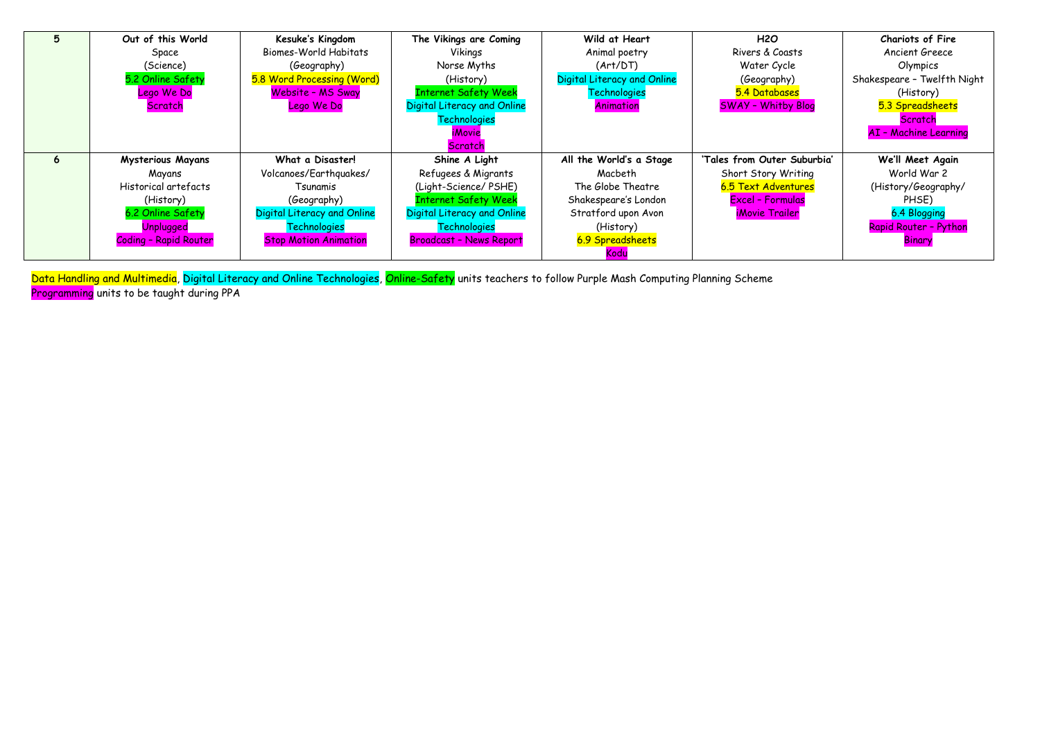| 5 | **Out of this World**<br>Space<br>(Science)<br>5.2 Online Safety<br>Lego We Do<br>Scratch | **Kesuke's Kingdom**<br>Biomes-World Habitats<br>(Geography)<br>5.8 Word Processing (Word)<br>Website – MS Sway<br>Lego We Do | **The Vikings are Coming**<br>Vikings<br>Norse Myths<br>(History)<br>Internet Safety Week<br>Digital Literacy and Online Technologies<br>iMovie<br>Scratch | **Wild at Heart**<br>Animal poetry<br>(Art/DT)<br>Digital Literacy and Online Technologies<br>Animation | **H2O**<br>Rivers & Coasts<br>Water Cycle<br>(Geography)<br>5.4 Databases<br>SWAY – Whitby Blog | **Chariots of Fire**<br>Ancient Greece<br>Olympics<br>Shakespeare – Twelfth Night<br>(History)<br>5.3 Spreadsheets<br>Scratch<br>AI – Machine Learning |
|---|---|---|---|---|---|---|
| 6 | **Mysterious Mayans**<br>Mayans<br>Historical artefacts<br>(History)<br>6.2 Online Safety<br>Unplugged<br>Coding – Rapid Router | **What a Disaster!**<br>Volcanoes/Earthquakes/ Tsunamis<br>(Geography)<br>Digital Literacy and Online Technologies<br>Stop Motion Animation | **Shine A Light**<br>Refugees & Migrants<br>(Light-Science/ PSHE)<br>Internet Safety Week<br>Digital Literacy and Online Technologies<br>Broadcast – News Report | **All the World's a Stage**<br>Macbeth<br>The Globe Theatre<br>Shakespeare's London<br>Stratford upon Avon<br>(History)<br>6.9 Spreadsheets<br>Kodu | **'Tales from Outer Suburbia'**<br>Short Story Writing<br>6.5 Text Adventures<br>Excel – Formulas<br>iMovie Trailer | **We'll Meet Again**<br>World War 2<br>(History/Geography/ PHSE)<br>6.4 Blogging<br>Rapid Router – Python<br>Binary |

Data Handling and Multimedia, Digital Literacy and Online Technologies, Online-Safety units teachers to follow Purple Mash Computing Planning Scheme
Programming units to be taught during PPA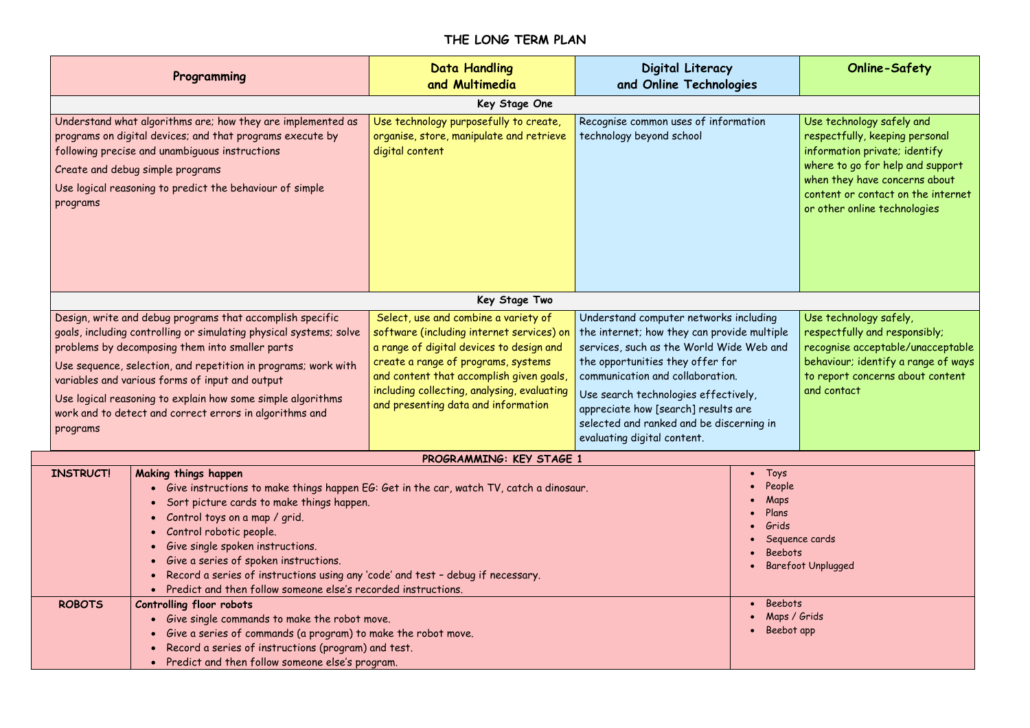# THE LONG TERM PLAN

| Programming | Data Handling and Multimedia | Digital Literacy and Online Technologies | Online-Safety |
|---|---|---|---|
| **Key Stage One** | | | |
| Understand what algorithms are; how they are implemented as programs on digital devices; and that programs execute by following precise and unambiguous instructions<br>Create and debug simple programs<br>Use logical reasoning to predict the behaviour of simple programs | Use technology purposefully to create, organise, store, manipulate and retrieve digital content | Recognise common uses of information technology beyond school | Use technology safely and respectfully, keeping personal information private; identify where to go for help and support when they have concerns about content or contact on the internet or other online technologies |
| **Key Stage Two** | | | |
| Design, write and debug programs that accomplish specific goals, including controlling or simulating physical systems; solve problems by decomposing them into smaller parts<br>Use sequence, selection, and repetition in programs; work with variables and various forms of input and output<br>Use logical reasoning to explain how some simple algorithms work and to detect and correct errors in algorithms and programs | Select, use and combine a variety of software (including internet services) on a range of digital devices to design and create a range of programs, systems and content that accomplish given goals, including collecting, analysing, evaluating and presenting data and information | Understand computer networks including the internet; how they can provide multiple services, such as the World Wide Web and the opportunities they offer for communication and collaboration.<br>Use search technologies effectively, appreciate how [search] results are selected and ranked and be discerning in evaluating digital content. | Use technology safely, respectfully and responsibly; recognise acceptable/unacceptable behaviour; identify a range of ways to report concerns about content and contact |

| PROGRAMMING: KEY STAGE 1 | | |
|---|---|---|
| **INSTRUCT!** | **Making things happen**<br>• Give instructions to make things happen EG: Get in the car, watch TV, catch a dinosaur.<br>• Sort picture cards to make things happen.<br>• Control toys on a map / grid.<br>• Control robotic people.<br>• Give single spoken instructions.<br>• Give a series of spoken instructions.<br>• Record a series of instructions using any 'code' and test – debug if necessary.<br>• Predict and then follow someone else's recorded instructions. | • Toys<br>• People<br>• Maps<br>• Plans<br>• Grids<br>• Sequence cards<br>• Beebots<br>• Barefoot Unplugged |
| **ROBOTS** | **Controlling floor robots**<br>• Give single commands to make the robot move.<br>• Give a series of commands (a program) to make the robot move.<br>• Record a series of instructions (program) and test.<br>• Predict and then follow someone else's program. | • Beebots<br>• Maps / Grids<br>• Beebot app |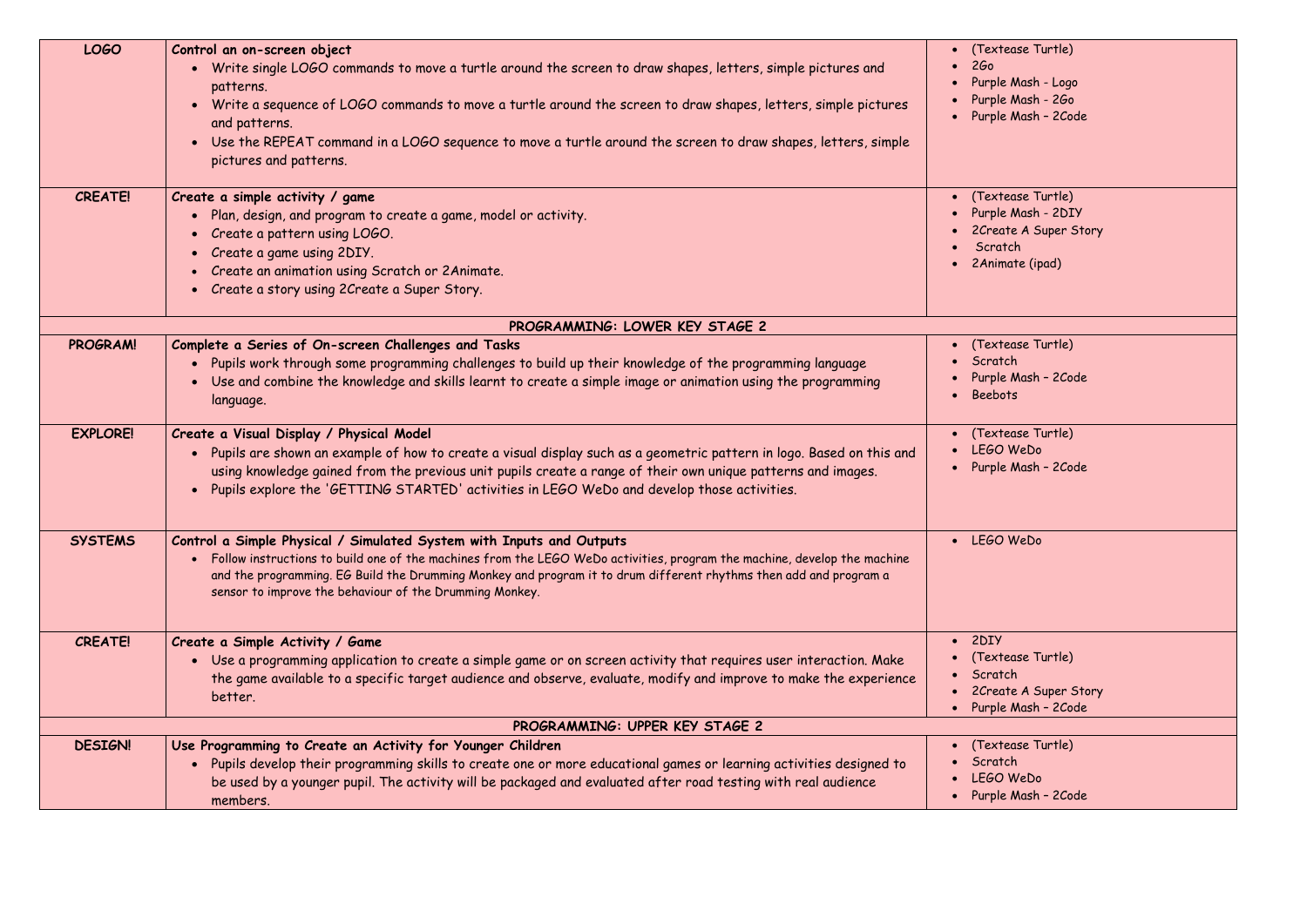| | | |
|---|---|---|
| **LOGO** | **Control an on-screen object**<br>• Write single LOGO commands to move a turtle around the screen to draw shapes, letters, simple pictures and patterns.<br>• Write a sequence of LOGO commands to move a turtle around the screen to draw shapes, letters, simple pictures and patterns.<br>• Use the REPEAT command in a LOGO sequence to move a turtle around the screen to draw shapes, letters, simple pictures and patterns. | • (Textease Turtle)<br>• 2Go<br>• Purple Mash - Logo<br>• Purple Mash - 2Go<br>• Purple Mash – 2Code |
| **CREATE!** | **Create a simple activity / game**<br>• Plan, design, and program to create a game, model or activity.<br>• Create a pattern using LOGO.<br>• Create a game using 2DIY.<br>• Create an animation using Scratch or 2Animate.<br>• Create a story using 2Create a Super Story. | • (Textease Turtle)<br>• Purple Mash - 2DIY<br>• 2Create A Super Story<br>• Scratch<br>• 2Animate (ipad) |
| **PROGRAMMING: LOWER KEY STAGE 2** | | |
| **PROGRAM!** | **Complete a Series of On-screen Challenges and Tasks**<br>• Pupils work through some programming challenges to build up their knowledge of the programming language<br>• Use and combine the knowledge and skills learnt to create a simple image or animation using the programming language. | • (Textease Turtle)<br>• Scratch<br>• Purple Mash – 2Code<br>• Beebots |
| **EXPLORE!** | **Create a Visual Display / Physical Model**<br>• Pupils are shown an example of how to create a visual display such as a geometric pattern in logo. Based on this and using knowledge gained from the previous unit pupils create a range of their own unique patterns and images.<br>• Pupils explore the 'GETTING STARTED' activities in LEGO WeDo and develop those activities. | • (Textease Turtle)<br>• LEGO WeDo<br>• Purple Mash – 2Code |
| **SYSTEMS** | **Control a Simple Physical / Simulated System with Inputs and Outputs**<br>• Follow instructions to build one of the machines from the LEGO WeDo activities, program the machine, develop the machine and the programming. EG Build the Drumming Monkey and program it to drum different rhythms then add and program a sensor to improve the behaviour of the Drumming Monkey. | • LEGO WeDo |
| **CREATE!** | **Create a Simple Activity / Game**<br>• Use a programming application to create a simple game or on screen activity that requires user interaction. Make the game available to a specific target audience and observe, evaluate, modify and improve to make the experience better. | • 2DIY<br>• (Textease Turtle)<br>• Scratch<br>• 2Create A Super Story<br>• Purple Mash – 2Code |
| **PROGRAMMING: UPPER KEY STAGE 2** | | |
| **DESIGN!** | **Use Programming to Create an Activity for Younger Children**<br>• Pupils develop their programming skills to create one or more educational games or learning activities designed to be used by a younger pupil. The activity will be packaged and evaluated after road testing with real audience members. | • (Textease Turtle)<br>• Scratch<br>• LEGO WeDo<br>• Purple Mash – 2Code |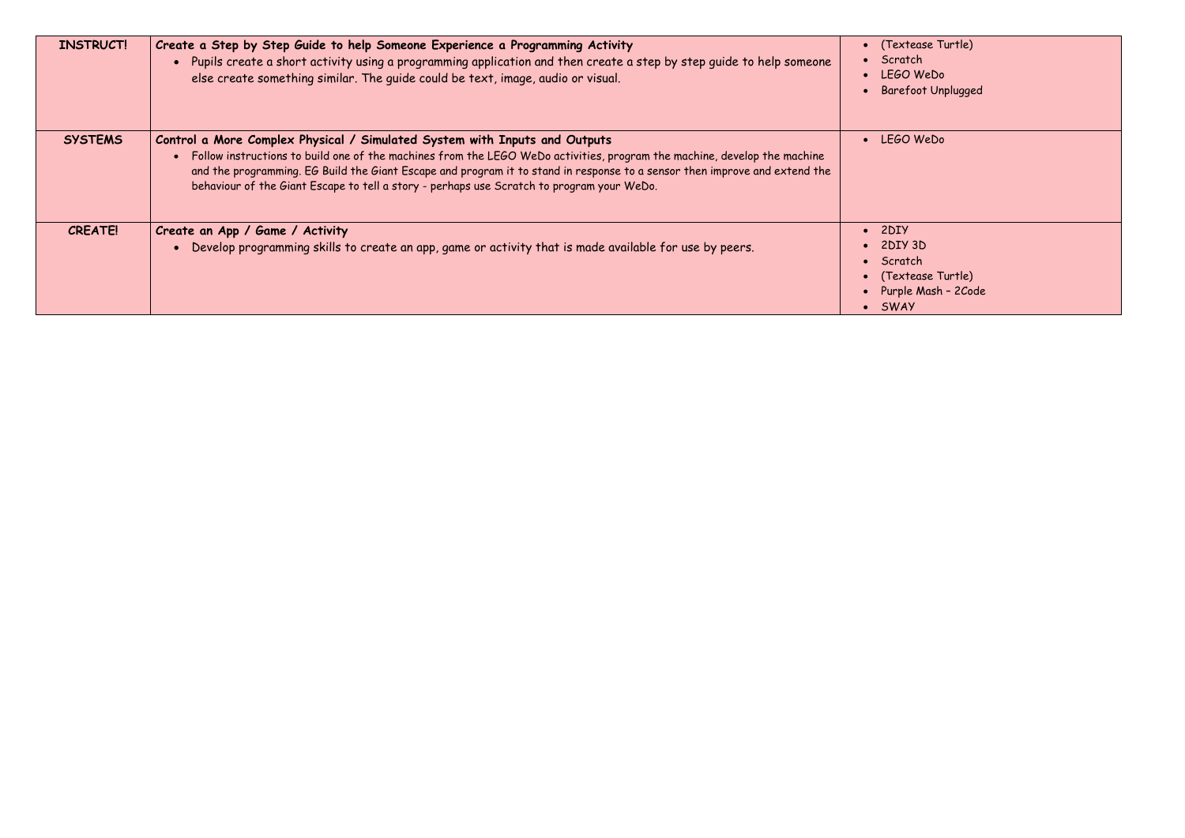| | | |
|---|---|---|
| **INSTRUCT!** | **Create a Step by Step Guide to help Someone Experience a Programming Activity**<br>• Pupils create a short activity using a programming application and then create a step by step guide to help someone else create something similar. The guide could be text, image, audio or visual. | • (Textease Turtle)<br>• Scratch<br>• LEGO WeDo<br>• Barefoot Unplugged |
| **SYSTEMS** | **Control a More Complex Physical / Simulated System with Inputs and Outputs**<br>• Follow instructions to build one of the machines from the LEGO WeDo activities, program the machine, develop the machine and the programming. EG Build the Giant Escape and program it to stand in response to a sensor then improve and extend the behaviour of the Giant Escape to tell a story - perhaps use Scratch to program your WeDo. | • LEGO WeDo |
| **CREATE!** | **Create an App / Game / Activity**<br>• Develop programming skills to create an app, game or activity that is made available for use by peers. | • 2DIY<br>• 2DIY 3D<br>• Scratch<br>• (Textease Turtle)<br>• Purple Mash – 2Code<br>• SWAY |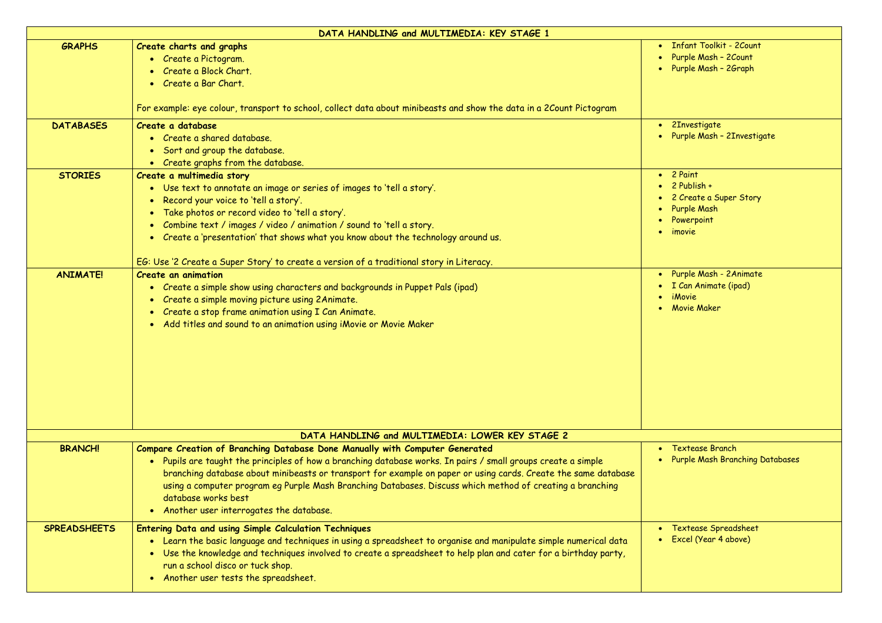| DATA HANDLING and MULTIMEDIA: KEY STAGE 1 | | |
|---|---|---|
| **GRAPHS** | **Create charts and graphs**<br>• Create a Pictogram.<br>• Create a Block Chart.<br>• Create a Bar Chart.<br><br>For example: eye colour, transport to school, collect data about minibeasts and show the data in a 2Count Pictogram | • Infant Toolkit - 2Count<br>• Purple Mash – 2Count<br>• Purple Mash – 2Graph |
| **DATABASES** | **Create a database**<br>• Create a shared database.<br>• Sort and group the database.<br>• Create graphs from the database. | • 2Investigate<br>• Purple Mash – 2Investigate |
| **STORIES** | **Create a multimedia story**<br>• Use text to annotate an image or series of images to 'tell a story'.<br>• Record your voice to 'tell a story'.<br>• Take photos or record video to 'tell a story'.<br>• Combine text / images / video / animation / sound to 'tell a story.<br>• Create a 'presentation' that shows what you know about the technology around us.<br><br>EG: Use '2 Create a Super Story' to create a version of a traditional story in Literacy. | • 2 Paint<br>• 2 Publish +<br>• 2 Create a Super Story<br>• Purple Mash<br>• Powerpoint<br>• imovie |
| **ANIMATE!** | **Create an animation**<br>• Create a simple show using characters and backgrounds in Puppet Pals (ipad)<br>• Create a simple moving picture using 2Animate.<br>• Create a stop frame animation using I Can Animate.<br>• Add titles and sound to an animation using iMovie or Movie Maker | • Purple Mash - 2Animate<br>• I Can Animate (ipad)<br>• iMovie<br>• Movie Maker |
| **DATA HANDLING and MULTIMEDIA: LOWER KEY STAGE 2** | | |
| **BRANCH!** | **Compare Creation of Branching Database Done Manually with Computer Generated**<br>• Pupils are taught the principles of how a branching database works. In pairs / small groups create a simple branching database about minibeasts or transport for example on paper or using cards. Create the same database using a computer program eg Purple Mash Branching Databases. Discuss which method of creating a branching database works best<br>• Another user interrogates the database. | • Textease Branch<br>• Purple Mash Branching Databases |
| **SPREADSHEETS** | **Entering Data and using Simple Calculation Techniques**<br>• Learn the basic language and techniques in using a spreadsheet to organise and manipulate simple numerical data<br>• Use the knowledge and techniques involved to create a spreadsheet to help plan and cater for a birthday party, run a school disco or tuck shop.<br>• Another user tests the spreadsheet. | • Textease Spreadsheet<br>• Excel (Year 4 above) |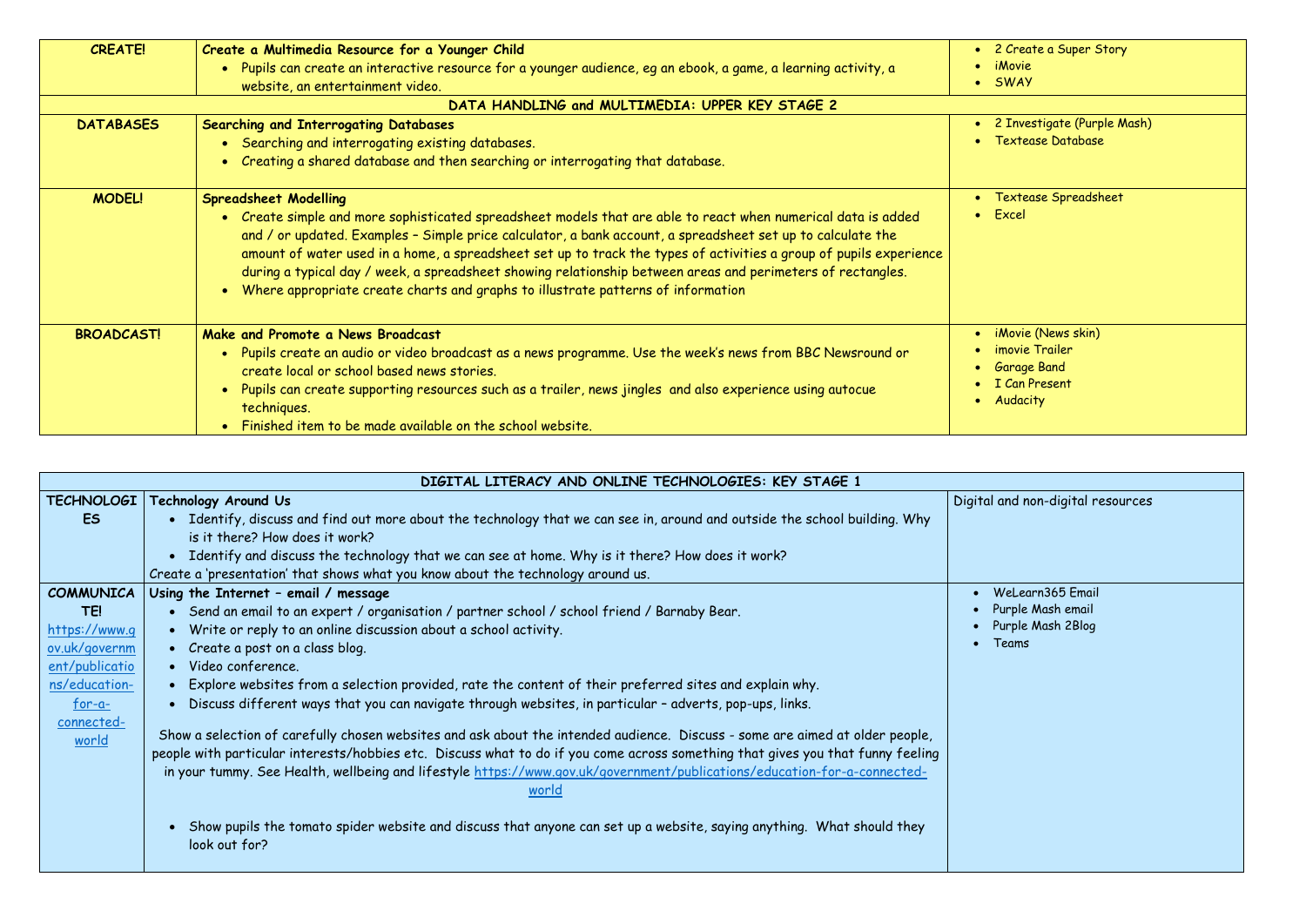| CREATE! | **Create a Multimedia Resource for a Younger Child**<br>• Pupils can create an interactive resource for a younger audience, eg an ebook, a game, a learning activity, a website, an entertainment video. | • 2 Create a Super Story<br>• iMovie<br>• SWAY |
|---|---|---|
| **DATA HANDLING and MULTIMEDIA: UPPER KEY STAGE 2** | | |
| **DATABASES** | **Searching and Interrogating Databases**<br>• Searching and interrogating existing databases.<br>• Creating a shared database and then searching or interrogating that database. | • 2 Investigate (Purple Mash)<br>• Textease Database |
| **MODEL!** | **Spreadsheet Modelling**<br>• Create simple and more sophisticated spreadsheet models that are able to react when numerical data is added and / or updated. Examples – Simple price calculator, a bank account, a spreadsheet set up to calculate the amount of water used in a home, a spreadsheet set up to track the types of activities a group of pupils experience during a typical day / week, a spreadsheet showing relationship between areas and perimeters of rectangles.<br>• Where appropriate create charts and graphs to illustrate patterns of information | • Textease Spreadsheet<br>• Excel |
| **BROADCAST!** | **Make and Promote a News Broadcast**<br>• Pupils create an audio or video broadcast as a news programme. Use the week's news from BBC Newsround or create local or school based news stories.<br>• Pupils can create supporting resources such as a trailer, news jingles and also experience using autocue techniques.<br>• Finished item to be made available on the school website. | • iMovie (News skin)<br>• imovie Trailer<br>• Garage Band<br>• I Can Present<br>• Audacity |

| **DIGITAL LITERACY AND ONLINE TECHNOLOGIES: KEY STAGE 1** | | |
|---|---|---|
| **TECHNOLOGIES** | **Technology Around Us**<br>• Identify, discuss and find out more about the technology that we can see in, around and outside the school building. Why is it there? How does it work?<br>• Identify and discuss the technology that we can see at home. Why is it there? How does it work?<br>Create a 'presentation' that shows what you know about the technology around us. | Digital and non-digital resources |
| **COMMUNICATE!**<br>https://www.gov.uk/government/publications/education-for-a-connected-world | **Using the Internet – email / message**<br>• Send an email to an expert / organisation / partner school / school friend / Barnaby Bear.<br>• Write or reply to an online discussion about a school activity.<br>• Create a post on a class blog.<br>• Video conference.<br>• Explore websites from a selection provided, rate the content of their preferred sites and explain why.<br>• Discuss different ways that you can navigate through websites, in particular – adverts, pop-ups, links.<br><br>Show a selection of carefully chosen websites and ask about the intended audience. Discuss - some are aimed at older people, people with particular interests/hobbies etc. Discuss what to do if you come across something that gives you that funny feeling in your tummy. See Health, wellbeing and lifestyle https://www.gov.uk/government/publications/education-for-a-connected-world<br><br>• Show pupils the tomato spider website and discuss that anyone can set up a website, saying anything. What should they look out for? | • WeLearn365 Email<br>• Purple Mash email<br>• Purple Mash 2Blog<br>• Teams |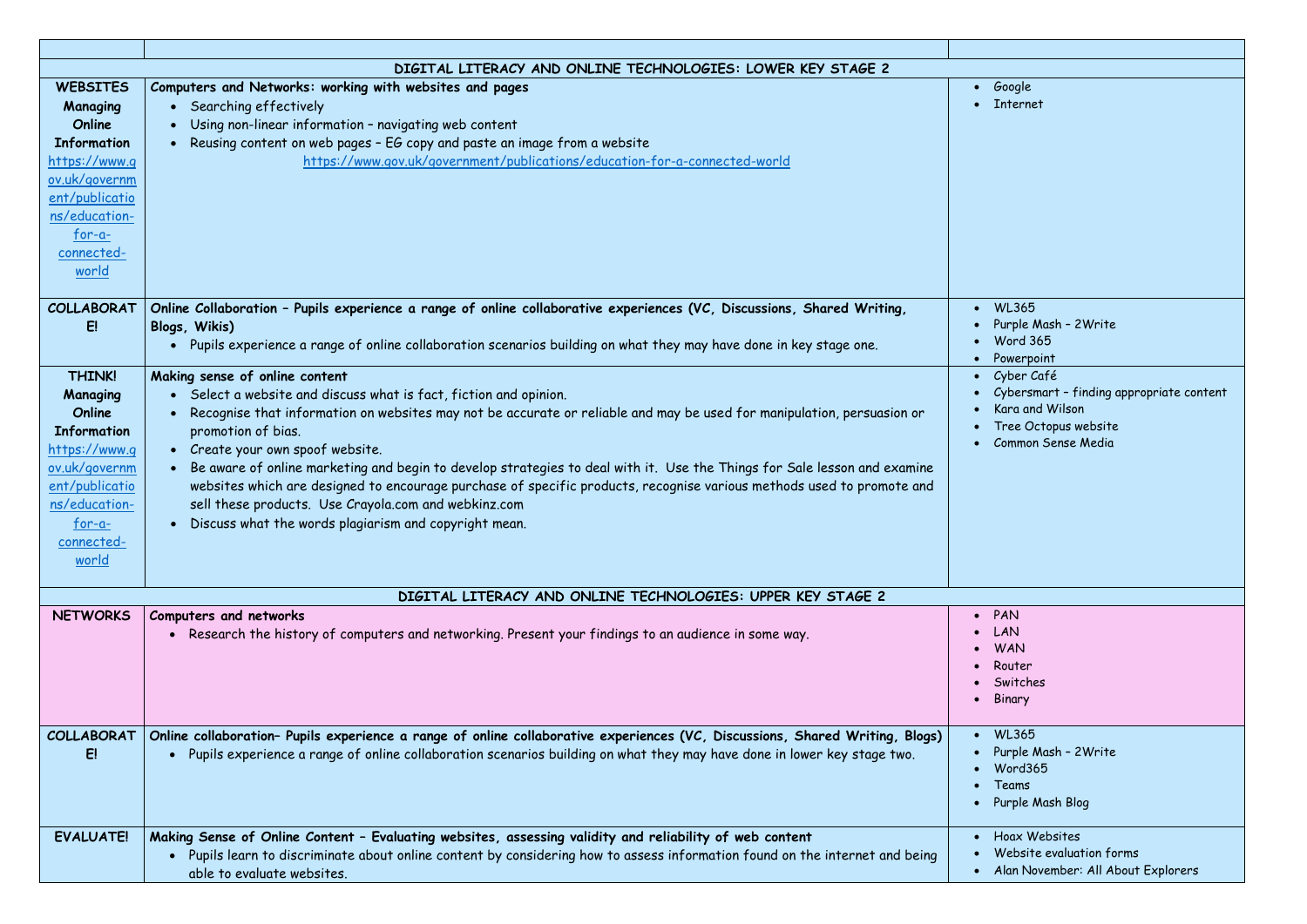| | | |
|---|---|---|
| **DIGITAL LITERACY AND ONLINE TECHNOLOGIES: LOWER KEY STAGE 2** | | |
| **WEBSITES Managing Online Information** https://www.gov.uk/government/publications/education-for-a-connected-world | **Computers and Networks: working with websites and pages**<br>• Searching effectively<br>• Using non-linear information – navigating web content<br>• Reusing content on web pages – EG copy and paste an image from a website<br>https://www.gov.uk/government/publications/education-for-a-connected-world | • Google<br>• Internet |
| **COLLABORATE!** | **Online Collaboration – Pupils experience a range of online collaborative experiences (VC, Discussions, Shared Writing, Blogs, Wikis)**<br>• Pupils experience a range of online collaboration scenarios building on what they may have done in key stage one. | • WL365<br>• Purple Mash – 2Write<br>• Word 365<br>• Powerpoint |
| **THINK! Managing Online Information** https://www.gov.uk/government/publications/education-for-a-connected-world | **Making sense of online content**<br>• Select a website and discuss what is fact, fiction and opinion.<br>• Recognise that information on websites may not be accurate or reliable and may be used for manipulation, persuasion or promotion of bias.<br>• Create your own spoof website.<br>• Be aware of online marketing and begin to develop strategies to deal with it. Use the Things for Sale lesson and examine websites which are designed to encourage purchase of specific products, recognise various methods used to promote and sell these products. Use Crayola.com and webkinz.com<br>• Discuss what the words plagiarism and copyright mean. | • Cyber Café<br>• Cybersmart – finding appropriate content<br>• Kara and Wilson<br>• Tree Octopus website<br>• Common Sense Media |
| **DIGITAL LITERACY AND ONLINE TECHNOLOGIES: UPPER KEY STAGE 2** | | |
| **NETWORKS** | **Computers and networks**<br>• Research the history of computers and networking. Present your findings to an audience in some way. | • PAN<br>• LAN<br>• WAN<br>• Router<br>• Switches<br>• Binary |
| **COLLABORATE!** | **Online collaboration– Pupils experience a range of online collaborative experiences (VC, Discussions, Shared Writing, Blogs)**<br>• Pupils experience a range of online collaboration scenarios building on what they may have done in lower key stage two. | • WL365<br>• Purple Mash – 2Write<br>• Word365<br>• Teams<br>• Purple Mash Blog |
| **EVALUATE!** | **Making Sense of Online Content – Evaluating websites, assessing validity and reliability of web content**<br>• Pupils learn to discriminate about online content by considering how to assess information found on the internet and being able to evaluate websites. | • Hoax Websites<br>• Website evaluation forms<br>• Alan November: All About Explorers |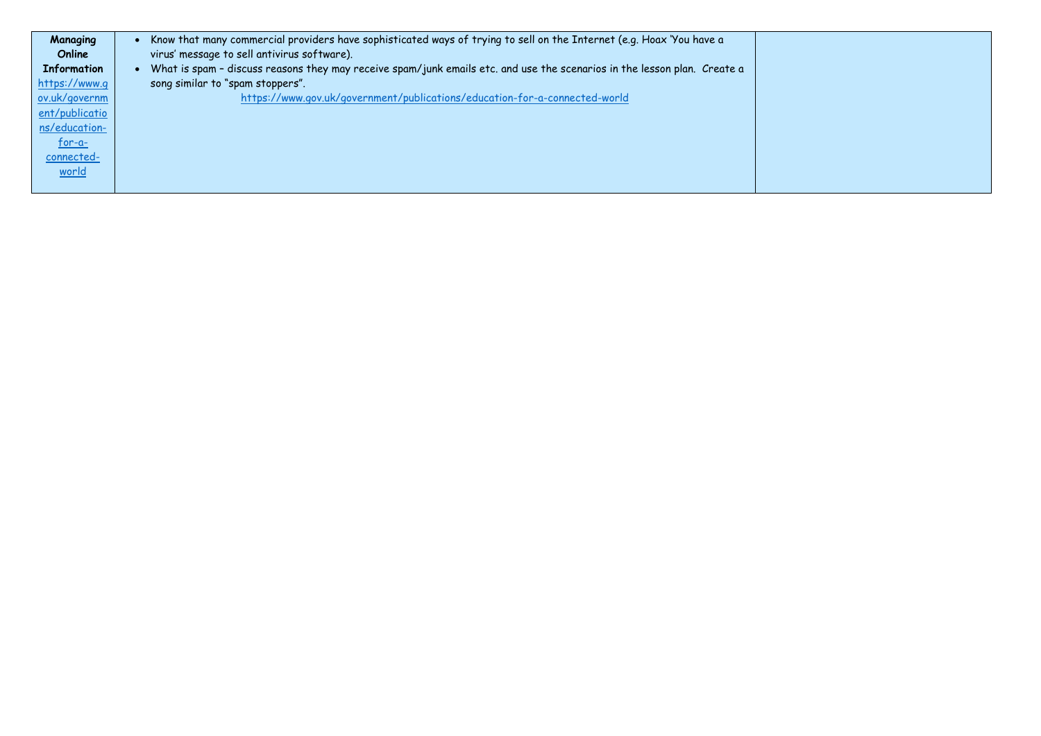| **Managing Online Information** https://www.gov.uk/government/publications/education-for-a-connected-world | • Know that many commercial providers have sophisticated ways of trying to sell on the Internet (e.g. Hoax 'You have a virus' message to sell antivirus software).<br>• What is spam – discuss reasons they may receive spam/junk emails etc. and use the scenarios in the lesson plan. Create a song similar to "spam stoppers".<br>https://www.gov.uk/government/publications/education-for-a-connected-world | |
|---|---|---|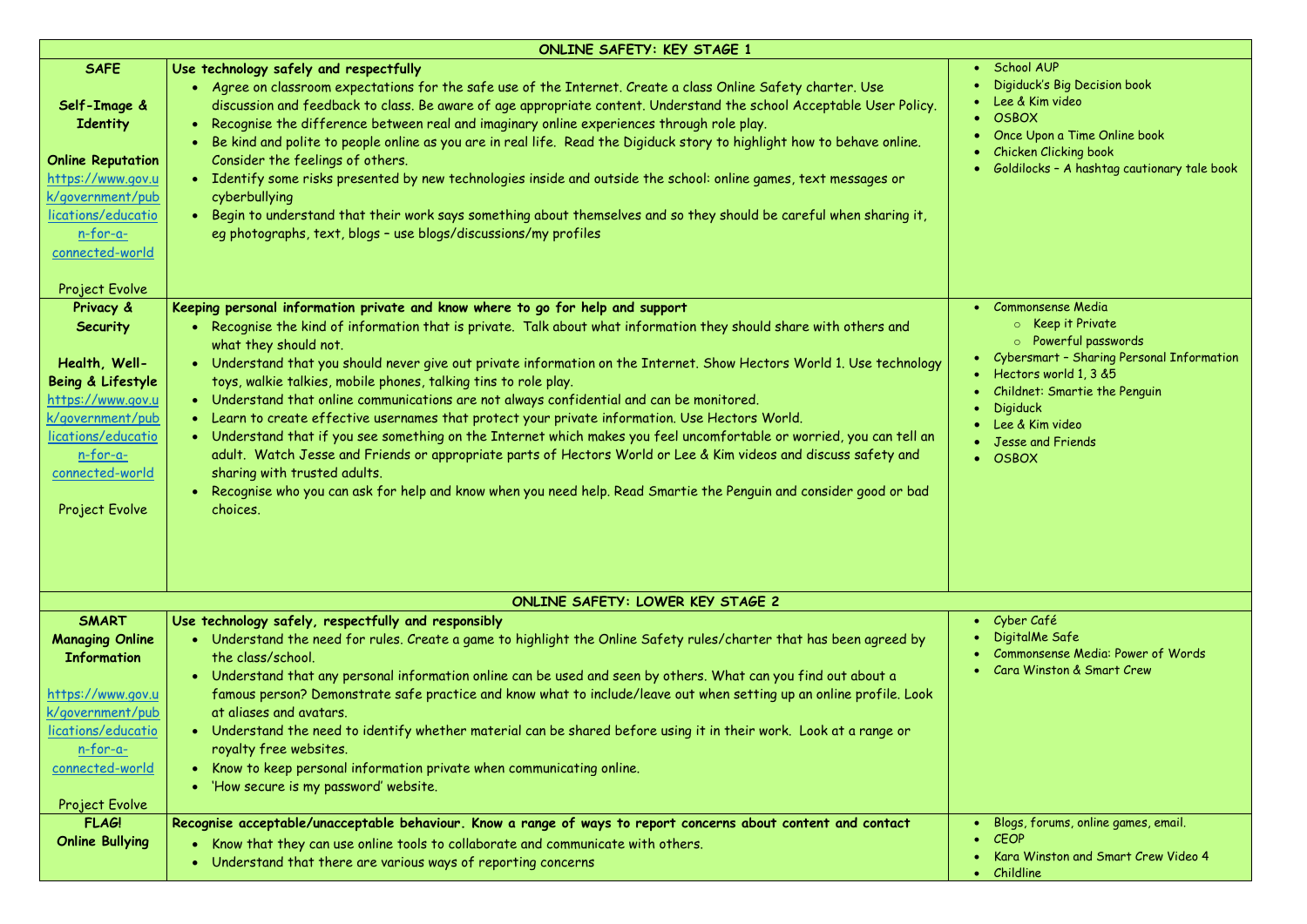| ONLINE SAFETY: KEY STAGE 1 | | |
|---|---|---|
| **SAFE**<br><br>**Self-Image & Identity**<br><br>**Online Reputation**<br>https://www.gov.uk/government/publications/education-for-a-connected-world<br><br>Project Evolve | **Use technology safely and respectfully**<br>• Agree on classroom expectations for the safe use of the Internet. Create a class Online Safety charter. Use discussion and feedback to class. Be aware of age appropriate content. Understand the school Acceptable User Policy.<br>• Recognise the difference between real and imaginary online experiences through role play.<br>• Be kind and polite to people online as you are in real life. Read the Digiduck story to highlight how to behave online. Consider the feelings of others.<br>• Identify some risks presented by new technologies inside and outside the school: online games, text messages or cyberbullying<br>• Begin to understand that their work says something about themselves and so they should be careful when sharing it, eg photographs, text, blogs – use blogs/discussions/my profiles | • School AUP<br>• Digiduck's Big Decision book<br>• Lee & Kim video<br>• OSBOX<br>• Once Upon a Time Online book<br>• Chicken Clicking book<br>• Goldilocks – A hashtag cautionary tale book |
| **Privacy & Security**<br><br>**Health, Well-Being & Lifestyle**<br>https://www.gov.uk/government/publications/education-for-a-connected-world<br><br>Project Evolve | **Keeping personal information private and know where to go for help and support**<br>• Recognise the kind of information that is private. Talk about what information they should share with others and what they should not.<br>• Understand that you should never give out private information on the Internet. Show Hectors World 1. Use technology toys, walkie talkies, mobile phones, talking tins to role play.<br>• Understand that online communications are not always confidential and can be monitored.<br>• Learn to create effective usernames that protect your private information. Use Hectors World.<br>• Understand that if you see something on the Internet which makes you feel uncomfortable or worried, you can tell an adult. Watch Jesse and Friends or appropriate parts of Hectors World or Lee & Kim videos and discuss safety and sharing with trusted adults.<br>• Recognise who you can ask for help and know when you need help. Read Smartie the Penguin and consider good or bad choices. | • Commonsense Media<br>  ○ Keep it Private<br>  ○ Powerful passwords<br>• Cybersmart – Sharing Personal Information<br>• Hectors world 1, 3 &5<br>• Childnet: Smartie the Penguin<br>• Digiduck<br>• Lee & Kim video<br>• Jesse and Friends<br>• OSBOX |
| **ONLINE SAFETY: LOWER KEY STAGE 2** | | |
| **SMART**<br>**Managing Online Information**<br><br>https://www.gov.uk/government/publications/education-for-a-connected-world<br><br>Project Evolve | **Use technology safely, respectfully and responsibly**<br>• Understand the need for rules. Create a game to highlight the Online Safety rules/charter that has been agreed by the class/school.<br>• Understand that any personal information online can be used and seen by others. What can you find out about a famous person? Demonstrate safe practice and know what to include/leave out when setting up an online profile. Look at aliases and avatars.<br>• Understand the need to identify whether material can be shared before using it in their work. Look at a range or royalty free websites.<br>• Know to keep personal information private when communicating online.<br>• 'How secure is my password' website. | • Cyber Café<br>• DigitalMe Safe<br>• Commonsense Media: Power of Words<br>• Cara Winston & Smart Crew |
| **FLAG!**<br>**Online Bullying** | **Recognise acceptable/unacceptable behaviour. Know a range of ways to report concerns about content and contact**<br>• Know that they can use online tools to collaborate and communicate with others.<br>• Understand that there are various ways of reporting concerns | • Blogs, forums, online games, email.<br>• CEOP<br>• Kara Winston and Smart Crew Video 4<br>• Childline |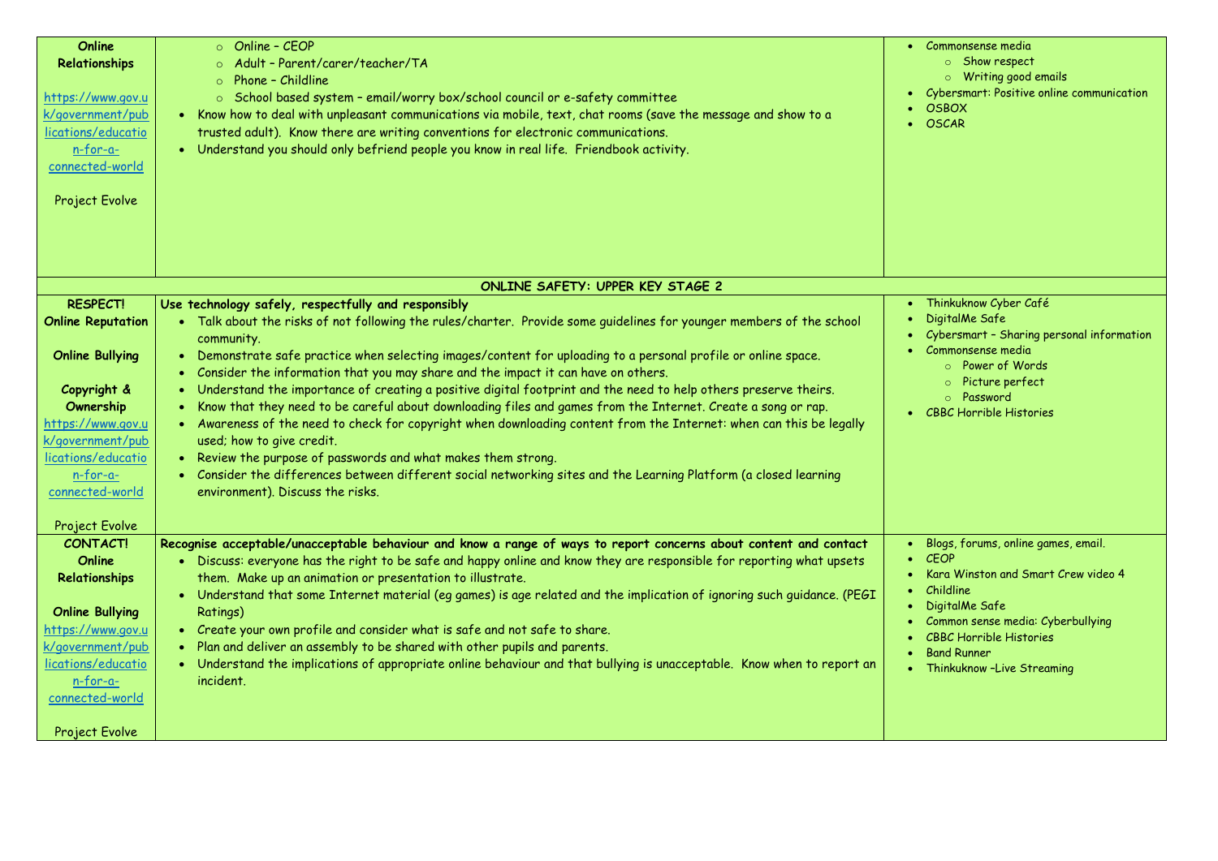| | | |
|---|---|---|
| **Online Relationships**<br><br>https://www.gov.uk/government/publications/education-for-a-connected-world<br><br>Project Evolve | ○ Online – CEOP<br>○ Adult – Parent/carer/teacher/TA<br>○ Phone – Childline<br>○ School based system – email/worry box/school council or e-safety committee<br>• Know how to deal with unpleasant communications via mobile, text, chat rooms (save the message and show to a trusted adult). Know there are writing conventions for electronic communications.<br>• Understand you should only befriend people you know in real life. Friendbook activity. | • Commonsense media<br>○ Show respect<br>○ Writing good emails<br>• Cybersmart: Positive online communication<br>• OSBOX<br>• OSCAR |
| **ONLINE SAFETY: UPPER KEY STAGE 2** | | |
| **RESPECT!**<br>**Online Reputation**<br><br>**Online Bullying**<br><br>**Copyright & Ownership**<br>https://www.gov.uk/government/publications/education-for-a-connected-world<br><br>Project Evolve | **Use technology safely, respectfully and responsibly**<br>• Talk about the risks of not following the rules/charter. Provide some guidelines for younger members of the school community.<br>• Demonstrate safe practice when selecting images/content for uploading to a personal profile or online space.<br>• Consider the information that you may share and the impact it can have on others.<br>• Understand the importance of creating a positive digital footprint and the need to help others preserve theirs.<br>• Know that they need to be careful about downloading files and games from the Internet. Create a song or rap.<br>• Awareness of the need to check for copyright when downloading content from the Internet: when can this be legally used; how to give credit.<br>• Review the purpose of passwords and what makes them strong.<br>• Consider the differences between different social networking sites and the Learning Platform (a closed learning environment). Discuss the risks. | • Thinkuknow Cyber Café<br>• DigitalMe Safe<br>• Cybersmart – Sharing personal information<br>• Commonsense media<br>○ Power of Words<br>○ Picture perfect<br>○ Password<br>• CBBC Horrible Histories |
| **CONTACT!**<br>**Online Relationships**<br><br>**Online Bullying**<br>https://www.gov.uk/government/publications/education-for-a-connected-world<br><br>Project Evolve | **Recognise acceptable/unacceptable behaviour and know a range of ways to report concerns about content and contact**<br>• Discuss: everyone has the right to be safe and happy online and know they are responsible for reporting what upsets them. Make up an animation or presentation to illustrate.<br>• Understand that some Internet material (eg games) is age related and the implication of ignoring such guidance. (PEGI Ratings)<br>• Create your own profile and consider what is safe and not safe to share.<br>• Plan and deliver an assembly to be shared with other pupils and parents.<br>• Understand the implications of appropriate online behaviour and that bullying is unacceptable. Know when to report an incident. | • Blogs, forums, online games, email.<br>• CEOP<br>• Kara Winston and Smart Crew video 4<br>• Childline<br>• DigitalMe Safe<br>• Common sense media: Cyberbullying<br>• CBBC Horrible Histories<br>• Band Runner<br>• Thinkuknow –Live Streaming |